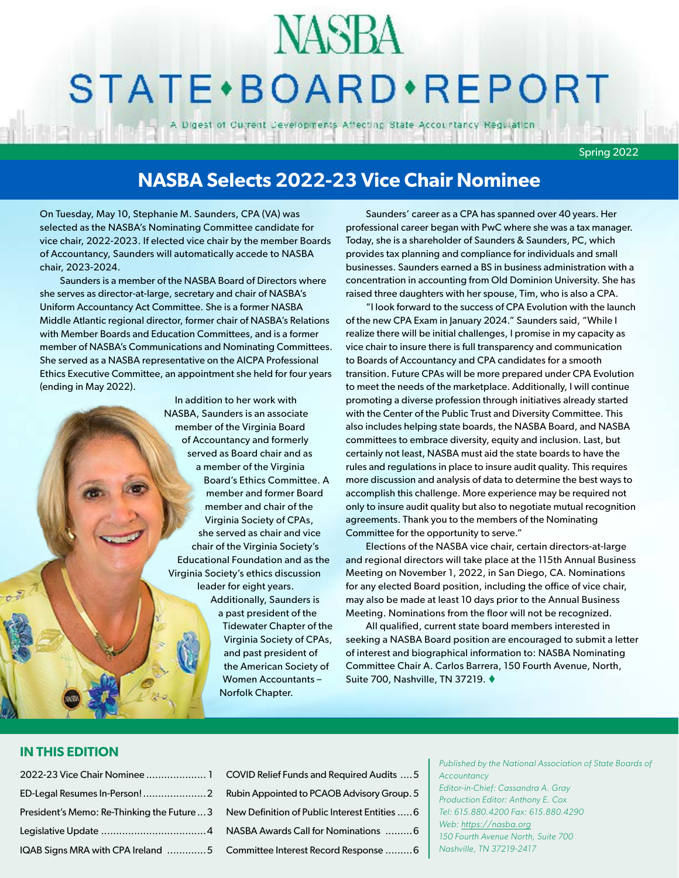# NASBA

# STATE•BOARD•REPORT

A Digest of Current Developments Affecting State Accountancy Regulation

Spring 2022

## NASBA Selects 2022-23 Vice Chair Nominee

On Tuesday, May 10, Stephanie M. Saunders, CPA (VA) was selected as the NASBA's Nominating Committee candidate for vice chair, 2022-2023. If elected vice chair by the member Boards of Accountancy, Saunders will automatically accede to NASBA chair, 2023-2024.

Saunders is a member of the NASBA Board of Directors where she serves as director-at-large, secretary and chair of NASBA's Uniform Accountancy Act Committee. She is a former NASBA Middle Atlantic regional director, former chair of NASBA's Relations with Member Boards and Education Committees, and is a former member of NASBA's Communications and Nominating Committees. She served as a NASBA representative on the AICPA Professional Ethics Executive Committee, an appointment she held for four years (ending in May 2022).

In addition to her work with NASBA, Saunders is an associate member of the Virginia Board of Accountancy and formerly served as Board chair and as a member of the Virginia Board's Ethics Committee. A member and former Board member and chair of the Virginia Society of CPAs, she served as chair and vice chair of the Virginia Society's Educational Foundation and as the Virginia Society's ethics discussion leader for eight years. Additionally, Saunders is a past president of the Tidewater Chapter of the Virginia Society of CPAs, and past president of the American Society of Women Accountants – Norfolk Chapter.

Saunders' career as a CPA has spanned over 40 years. Her professional career began with PwC where she was a tax manager. Today, she is a shareholder of Saunders & Saunders, PC, which provides tax planning and compliance for individuals and small businesses. Saunders earned a BS in business administration with a concentration in accounting from Old Dominion University. She has raised three daughters with her spouse, Tim, who is also a CPA.

"I look forward to the success of CPA Evolution with the launch of the new CPA Exam in January 2024." Saunders said, "While I realize there will be initial challenges, I promise in my capacity as vice chair to insure there is full transparency and communication to Boards of Accountancy and CPA candidates for a smooth transition. Future CPAs will be more prepared under CPA Evolution to meet the needs of the marketplace. Additionally, I will continue promoting a diverse profession through initiatives already started with the Center of the Public Trust and Diversity Committee. This also includes helping state boards, the NASBA Board, and NASBA committees to embrace diversity, equity and inclusion. Last, but certainly not least, NASBA must aid the state boards to have the rules and regulations in place to insure audit quality. This requires more discussion and analysis of data to determine the best ways to accomplish this challenge. More experience may be required not only to insure audit quality but also to negotiate mutual recognition agreements. Thank you to the members of the Nominating Committee for the opportunity to serve."

Elections of the NASBA vice chair, certain directors-at-large and regional directors will take place at the 115th Annual Business Meeting on November 1, 2022, in San Diego, CA. Nominations for any elected Board position, including the office of vice chair, may also be made at least 10 days prior to the Annual Business Meeting. Nominations from the floor will not be recognized.

All qualified, current state board members interested in seeking a NASBA Board position are encouraged to submit a letter of interest and biographical information to: NASBA Nominating Committee Chair A. Carlos Barrera, 150 Fourth Avenue, North, Suite 700, Nashville, TN 37219. ♦

### IN THIS EDITION

| | |
|---|---|
| 2022-23 Vice Chair Nominee .................... 1 | COVID Relief Funds and Required Audits .... 5 |
| ED-Legal Resumes In-Person! ..................... 2 | Rubin Appointed to PCAOB Advisory Group . 5 |
| President's Memo: Re-Thinking the Future ... 3 | New Definition of Public Interest Entities ..... 6 |
| Legislative Update ..................................... 4 | NASBA Awards Call for Nominations ......... 6 |
| IQAB Signs MRA with CPA Ireland ............. 5 | Committee Interest Record Response ......... 6 |

*Published by the National Association of State Boards of Accountancy*
*Editor-in-Chief: Cassandra A. Gray*
*Production Editor: Anthony E. Cox*
*Tel: 615.880.4200 Fax: 615.880.4290*
*Web: https://nasba.org*
*150 Fourth Avenue North, Suite 700*
*Nashville, TN 37219-2417*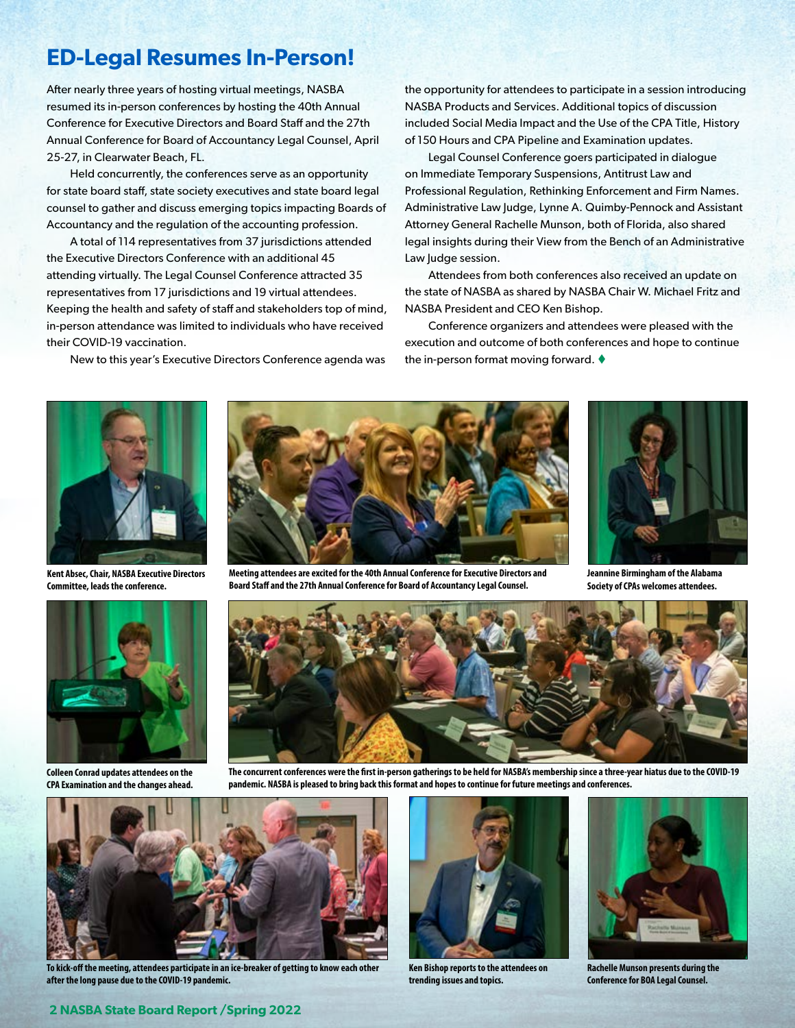# ED-Legal Resumes In-Person!

After nearly three years of hosting virtual meetings, NASBA resumed its in-person conferences by hosting the 40th Annual Conference for Executive Directors and Board Staff and the 27th Annual Conference for Board of Accountancy Legal Counsel, April 25-27, in Clearwater Beach, FL.

Held concurrently, the conferences serve as an opportunity for state board staff, state society executives and state board legal counsel to gather and discuss emerging topics impacting Boards of Accountancy and the regulation of the accounting profession.

A total of 114 representatives from 37 jurisdictions attended the Executive Directors Conference with an additional 45 attending virtually. The Legal Counsel Conference attracted 35 representatives from 17 jurisdictions and 19 virtual attendees. Keeping the health and safety of staff and stakeholders top of mind, in-person attendance was limited to individuals who have received their COVID-19 vaccination.

New to this year's Executive Directors Conference agenda was the opportunity for attendees to participate in a session introducing NASBA Products and Services. Additional topics of discussion included Social Media Impact and the Use of the CPA Title, History of 150 Hours and CPA Pipeline and Examination updates.

Legal Counsel Conference goers participated in dialogue on Immediate Temporary Suspensions, Antitrust Law and Professional Regulation, Rethinking Enforcement and Firm Names. Administrative Law Judge, Lynne A. Quimby-Pennock and Assistant Attorney General Rachelle Munson, both of Florida, also shared legal insights during their View from the Bench of an Administrative Law Judge session.

Attendees from both conferences also received an update on the state of NASBA as shared by NASBA Chair W. Michael Fritz and NASBA President and CEO Ken Bishop.

Conference organizers and attendees were pleased with the execution and outcome of both conferences and hope to continue the in-person format moving forward. ♦

**Kent Absec, Chair, NASBA Executive Directors Committee, leads the conference.**

**Meeting attendees are excited for the 40th Annual Conference for Executive Directors and Board Staff and the 27th Annual Conference for Board of Accountancy Legal Counsel.**

**Jeannine Birmingham of the Alabama Society of CPAs welcomes attendees.**

**Colleen Conrad updates attendees on the CPA Examination and the changes ahead.**

**The concurrent conferences were the first in-person gatherings to be held for NASBA's membership since a three-year hiatus due to the COVID-19 pandemic. NASBA is pleased to bring back this format and hopes to continue for future meetings and conferences.**

**To kick-off the meeting, attendees participate in an ice-breaker of getting to know each other after the long pause due to the COVID-19 pandemic.**

**Ken Bishop reports to the attendees on trending issues and topics.**

**Rachelle Munson presents during the Conference for BOA Legal Counsel.**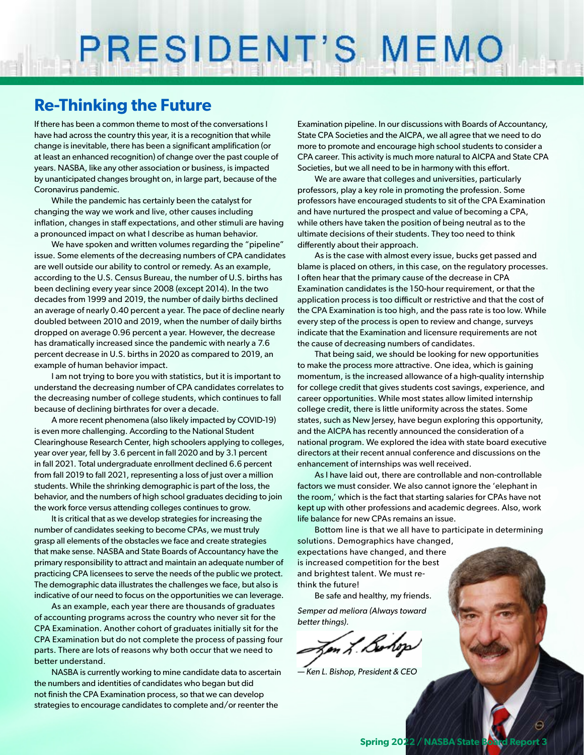// PRESIDENT'S MEMO

## Re-Thinking the Future

If there has been a common theme to most of the conversations I have had across the country this year, it is a recognition that while change is inevitable, there has been a significant amplification (or at least an enhanced recognition) of change over the past couple of years. NASBA, like any other association or business, is impacted by unanticipated changes brought on, in large part, because of the Coronavirus pandemic.

While the pandemic has certainly been the catalyst for changing the way we work and live, other causes including inflation, changes in staff expectations, and other stimuli are having a pronounced impact on what I describe as human behavior.

We have spoken and written volumes regarding the "pipeline" issue. Some elements of the decreasing numbers of CPA candidates are well outside our ability to control or remedy. As an example, according to the U.S. Census Bureau, the number of U.S. births has been declining every year since 2008 (except 2014). In the two decades from 1999 and 2019, the number of daily births declined an average of nearly 0.40 percent a year. The pace of decline nearly doubled between 2010 and 2019, when the number of daily births dropped on average 0.96 percent a year. However, the decrease has dramatically increased since the pandemic with nearly a 7.6 percent decrease in U.S. births in 2020 as compared to 2019, an example of human behavior impact.

I am not trying to bore you with statistics, but it is important to understand the decreasing number of CPA candidates correlates to the decreasing number of college students, which continues to fall because of declining birthrates for over a decade.

A more recent phenomena (also likely impacted by COVID-19) is even more challenging. According to the National Student Clearinghouse Research Center, high schoolers applying to colleges, year over year, fell by 3.6 percent in fall 2020 and by 3.1 percent in fall 2021. Total undergraduate enrollment declined 6.6 percent from fall 2019 to fall 2021, representing a loss of just over a million students. While the shrinking demographic is part of the loss, the behavior, and the numbers of high school graduates deciding to join the work force versus attending colleges continues to grow.

It is critical that as we develop strategies for increasing the number of candidates seeking to become CPAs, we must truly grasp all elements of the obstacles we face and create strategies that make sense. NASBA and State Boards of Accountancy have the primary responsibility to attract and maintain an adequate number of practicing CPA licensees to serve the needs of the public we protect. The demographic data illustrates the challenges we face, but also is indicative of our need to focus on the opportunities we can leverage.

As an example, each year there are thousands of graduates of accounting programs across the country who never sit for the CPA Examination. Another cohort of graduates initially sit for the CPA Examination but do not complete the process of passing four parts. There are lots of reasons why both occur that we need to better understand.

NASBA is currently working to mine candidate data to ascertain the numbers and identities of candidates who began but did not finish the CPA Examination process, so that we can develop strategies to encourage candidates to complete and/or reenter the Examination pipeline. In our discussions with Boards of Accountancy, State CPA Societies and the AICPA, we all agree that we need to do more to promote and encourage high school students to consider a CPA career. This activity is much more natural to AICPA and State CPA Societies, but we all need to be in harmony with this effort.

We are aware that colleges and universities, particularly professors, play a key role in promoting the profession. Some professors have encouraged students to sit of the CPA Examination and have nurtured the prospect and value of becoming a CPA, while others have taken the position of being neutral as to the ultimate decisions of their students. They too need to think differently about their approach.

As is the case with almost every issue, bucks get passed and blame is placed on others, in this case, on the regulatory processes. I often hear that the primary cause of the decrease in CPA Examination candidates is the 150-hour requirement, or that the application process is too difficult or restrictive and that the cost of the CPA Examination is too high, and the pass rate is too low. While every step of the process is open to review and change, surveys indicate that the Examination and licensure requirements are not the cause of decreasing numbers of candidates.

That being said, we should be looking for new opportunities to make the process more attractive. One idea, which is gaining momentum, is the increased allowance of a high-quality internship for college credit that gives students cost savings, experience, and career opportunities. While most states allow limited internship college credit, there is little uniformity across the states. Some states, such as New Jersey, have begun exploring this opportunity, and the AICPA has recently announced the consideration of a national program. We explored the idea with state board executive directors at their recent annual conference and discussions on the enhancement of internships was well received.

As I have laid out, there are controllable and non-controllable factors we must consider. We also cannot ignore the 'elephant in the room,' which is the fact that starting salaries for CPAs have not kept up with other professions and academic degrees. Also, work life balance for new CPAs remains an issue.

Bottom line is that we all have to participate in determining solutions. Demographics have changed, expectations have changed, and there is increased competition for the best and brightest talent. We must re-think the future!

Be safe and healthy, my friends.

*Semper ad meliora (Always toward better things).*

*— Ken L. Bishop, President & CEO*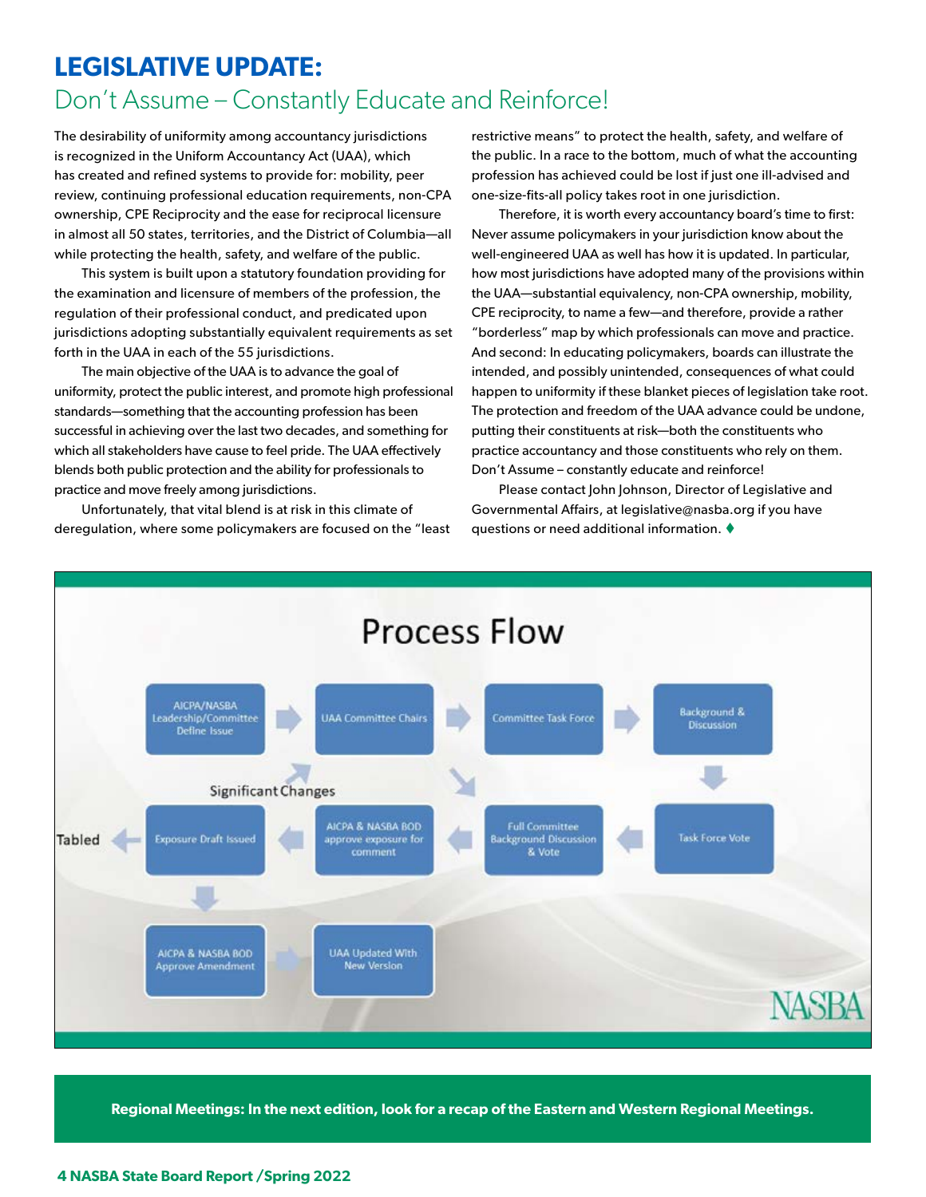# LEGISLATIVE UPDATE:

## Don't Assume – Constantly Educate and Reinforce!

The desirability of uniformity among accountancy jurisdictions is recognized in the Uniform Accountancy Act (UAA), which has created and refined systems to provide for: mobility, peer review, continuing professional education requirements, non-CPA ownership, CPE Reciprocity and the ease for reciprocal licensure in almost all 50 states, territories, and the District of Columbia—all while protecting the health, safety, and welfare of the public.

This system is built upon a statutory foundation providing for the examination and licensure of members of the profession, the regulation of their professional conduct, and predicated upon jurisdictions adopting substantially equivalent requirements as set forth in the UAA in each of the 55 jurisdictions.

The main objective of the UAA is to advance the goal of uniformity, protect the public interest, and promote high professional standards—something that the accounting profession has been successful in achieving over the last two decades, and something for which all stakeholders have cause to feel pride. The UAA effectively blends both public protection and the ability for professionals to practice and move freely among jurisdictions.

Unfortunately, that vital blend is at risk in this climate of deregulation, where some policymakers are focused on the "least restrictive means" to protect the health, safety, and welfare of the public. In a race to the bottom, much of what the accounting profession has achieved could be lost if just one ill-advised and one-size-fits-all policy takes root in one jurisdiction.

Therefore, it is worth every accountancy board's time to first: Never assume policymakers in your jurisdiction know about the well-engineered UAA as well has how it is updated. In particular, how most jurisdictions have adopted many of the provisions within the UAA—substantial equivalency, non-CPA ownership, mobility, CPE reciprocity, to name a few—and therefore, provide a rather "borderless" map by which professionals can move and practice. And second: In educating policymakers, boards can illustrate the intended, and possibly unintended, consequences of what could happen to uniformity if these blanket pieces of legislation take root. The protection and freedom of the UAA advance could be undone, putting their constituents at risk—both the constituents who practice accountancy and those constituents who rely on them. Don't Assume – constantly educate and reinforce!

Please contact John Johnson, Director of Legislative and Governmental Affairs, at legislative@nasba.org if you have questions or need additional information. ♦

**Process Flow**

AICPA/NASBA Leadership/Committee Define Issue → UAA Committee Chairs → Committee Task Force → Background & Discussion → Task Force Vote → Full Committee Background Discussion & Vote → AICPA & NASBA BOD approve exposure for comment → Exposure Draft Issued → AICPA & NASBA BOD Approve Amendment → UAA Updated With New Version

Exposure Draft Issued → Tabled

Significant Changes → UAA Committee Chairs

NASBA

**Regional Meetings: In the next edition, look for a recap of the Eastern and Western Regional Meetings.**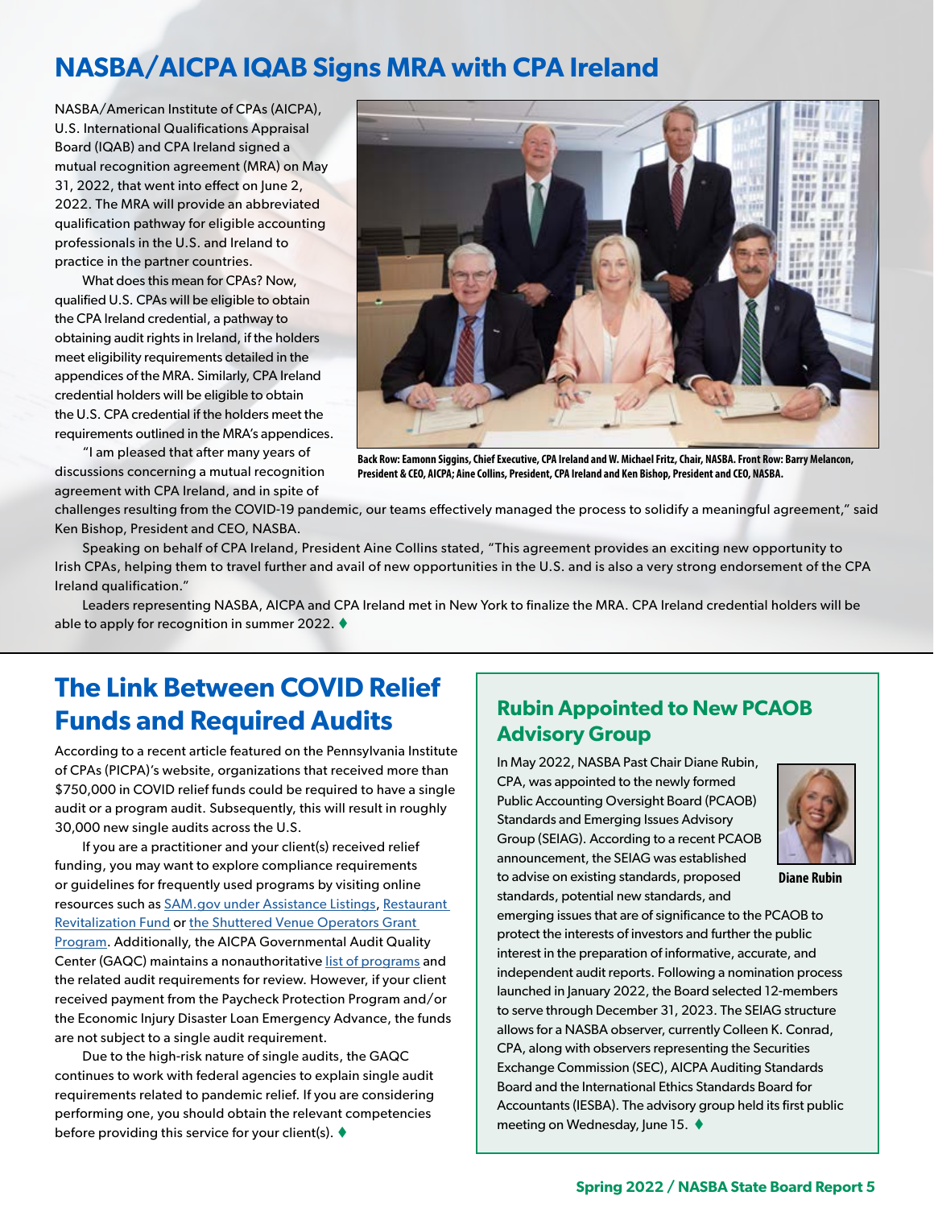## NASBA/AICPA IQAB Signs MRA with CPA Ireland

NASBA/American Institute of CPAs (AICPA), U.S. International Qualifications Appraisal Board (IQAB) and CPA Ireland signed a mutual recognition agreement (MRA) on May 31, 2022, that went into effect on June 2, 2022. The MRA will provide an abbreviated qualification pathway for eligible accounting professionals in the U.S. and Ireland to practice in the partner countries.

What does this mean for CPAs? Now, qualified U.S. CPAs will be eligible to obtain the CPA Ireland credential, a pathway to obtaining audit rights in Ireland, if the holders meet eligibility requirements detailed in the appendices of the MRA. Similarly, CPA Ireland credential holders will be eligible to obtain the U.S. CPA credential if the holders meet the requirements outlined in the MRA's appendices.

"I am pleased that after many years of discussions concerning a mutual recognition agreement with CPA Ireland, and in spite of challenges resulting from the COVID-19 pandemic, our teams effectively managed the process to solidify a meaningful agreement," said Ken Bishop, President and CEO, NASBA.

**Back Row: Eamonn Siggins, Chief Executive, CPA Ireland and W. Michael Fritz, Chair, NASBA. Front Row: Barry Melancon, President & CEO, AICPA; Aine Collins, President, CPA Ireland and Ken Bishop, President and CEO, NASBA.**

Speaking on behalf of CPA Ireland, President Aine Collins stated, "This agreement provides an exciting new opportunity to Irish CPAs, helping them to travel further and avail of new opportunities in the U.S. and is also a very strong endorsement of the CPA Ireland qualification."

Leaders representing NASBA, AICPA and CPA Ireland met in New York to finalize the MRA. CPA Ireland credential holders will be able to apply for recognition in summer 2022. ♦

## The Link Between COVID Relief Funds and Required Audits

According to a recent article featured on the Pennsylvania Institute of CPAs (PICPA)'s website, organizations that received more than $750,000 in COVID relief funds could be required to have a single audit or a program audit. Subsequently, this will result in roughly 30,000 new single audits across the U.S.

If you are a practitioner and your client(s) received relief funding, you may want to explore compliance requirements or guidelines for frequently used programs by visiting online resources such as SAM.gov under Assistance Listings, Restaurant Revitalization Fund or the Shuttered Venue Operators Grant Program. Additionally, the AICPA Governmental Audit Quality Center (GAQC) maintains a nonauthoritative list of programs and the related audit requirements for review. However, if your client received payment from the Paycheck Protection Program and/or the Economic Injury Disaster Loan Emergency Advance, the funds are not subject to a single audit requirement.

Due to the high-risk nature of single audits, the GAQC continues to work with federal agencies to explain single audit requirements related to pandemic relief. If you are considering performing one, you should obtain the relevant competencies before providing this service for your client(s). ♦

### Rubin Appointed to New PCAOB Advisory Group

In May 2022, NASBA Past Chair Diane Rubin, CPA, was appointed to the newly formed Public Accounting Oversight Board (PCAOB) Standards and Emerging Issues Advisory Group (SEIAG). According to a recent PCAOB announcement, the SEIAG was established to advise on existing standards, proposed standards, potential new standards, and emerging issues that are of significance to the PCAOB to protect the interests of investors and further the public interest in the preparation of informative, accurate, and independent audit reports. Following a nomination process launched in January 2022, the Board selected 12-members to serve through December 31, 2023. The SEIAG structure allows for a NASBA observer, currently Colleen K. Conrad, CPA, along with observers representing the Securities Exchange Commission (SEC), AICPA Auditing Standards Board and the International Ethics Standards Board for Accountants (IESBA). The advisory group held its first public meeting on Wednesday, June 15. ♦

**Diane Rubin**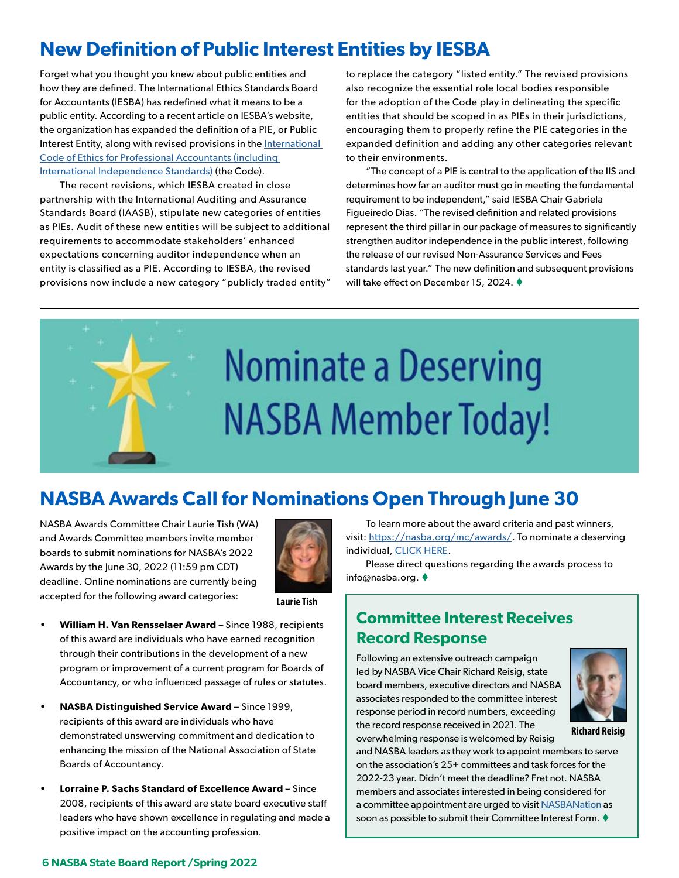# New Definition of Public Interest Entities by IESBA

Forget what you thought you knew about public entities and how they are defined. The International Ethics Standards Board for Accountants (IESBA) has redefined what it means to be a public entity. According to a recent article on IESBA's website, the organization has expanded the definition of a PIE, or Public Interest Entity, along with revised provisions in the International Code of Ethics for Professional Accountants (including International Independence Standards) (the Code).

The recent revisions, which IESBA created in close partnership with the International Auditing and Assurance Standards Board (IAASB), stipulate new categories of entities as PIEs. Audit of these new entities will be subject to additional requirements to accommodate stakeholders' enhanced expectations concerning auditor independence when an entity is classified as a PIE. According to IESBA, the revised provisions now include a new category "publicly traded entity" to replace the category "listed entity." The revised provisions also recognize the essential role local bodies responsible for the adoption of the Code play in delineating the specific entities that should be scoped in as PIEs in their jurisdictions, encouraging them to properly refine the PIE categories in the expanded definition and adding any other categories relevant to their environments.

"The concept of a PIE is central to the application of the IIS and determines how far an auditor must go in meeting the fundamental requirement to be independent," said IESBA Chair Gabriela Figueiredo Dias. "The revised definition and related provisions represent the third pillar in our package of measures to significantly strengthen auditor independence in the public interest, following the release of our revised Non-Assurance Services and Fees standards last year." The new definition and subsequent provisions will take effect on December 15, 2024. ♦

Nominate a Deserving NASBA Member Today!

# NASBA Awards Call for Nominations Open Through June 30

NASBA Awards Committee Chair Laurie Tish (WA) and Awards Committee members invite member boards to submit nominations for NASBA's 2022 Awards by the June 30, 2022 (11:59 pm CDT) deadline. Online nominations are currently being accepted for the following award categories:

Laurie Tish

- **William H. Van Rensselaer Award** – Since 1988, recipients of this award are individuals who have earned recognition through their contributions in the development of a new program or improvement of a current program for Boards of Accountancy, or who influenced passage of rules or statutes.
- **NASBA Distinguished Service Award** – Since 1999, recipients of this award are individuals who have demonstrated unswerving commitment and dedication to enhancing the mission of the National Association of State Boards of Accountancy.
- **Lorraine P. Sachs Standard of Excellence Award** – Since 2008, recipients of this award are state board executive staff leaders who have shown excellence in regulating and made a positive impact on the accounting profession.

To learn more about the award criteria and past winners, visit: https://nasba.org/mc/awards/. To nominate a deserving individual, CLICK HERE.

Please direct questions regarding the awards process to info@nasba.org. ♦

## Committee Interest Receives Record Response

Following an extensive outreach campaign led by NASBA Vice Chair Richard Reisig, state board members, executive directors and NASBA associates responded to the committee interest response period in record numbers, exceeding the record response received in 2021. The overwhelming response is welcomed by Reisig and NASBA leaders as they work to appoint members to serve on the association's 25+ committees and task forces for the 2022-23 year. Didn't meet the deadline? Fret not. NASBA members and associates interested in being considered for a committee appointment are urged to visit NASBANation as soon as possible to submit their Committee Interest Form. ♦

Richard Reisig